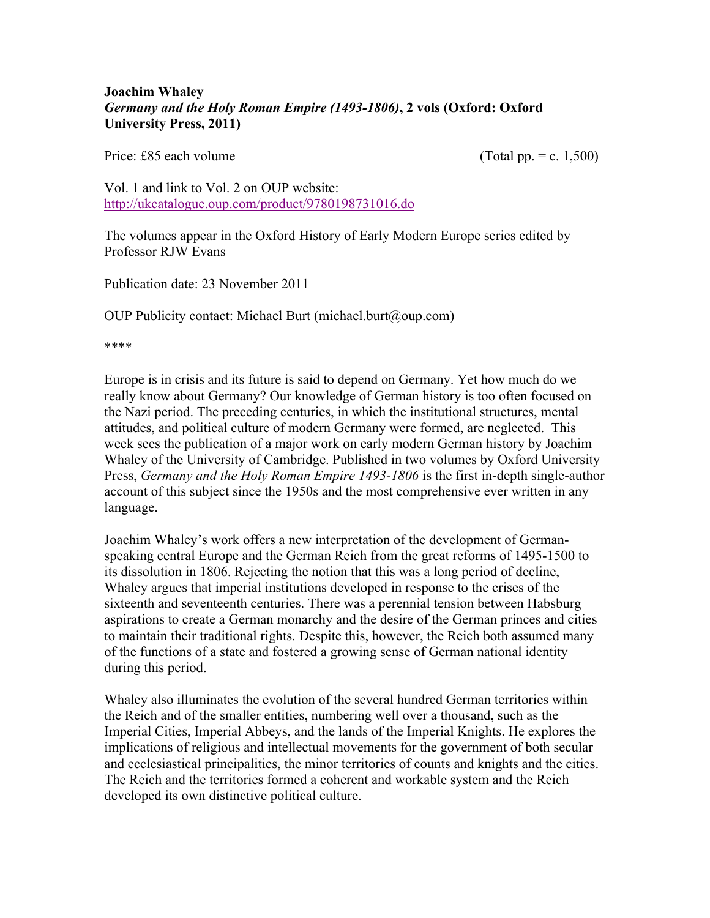**Joachim Whaley**
***Germany and the Holy Roman Empire (1493-1806)*, 2 vols (Oxford: Oxford University Press, 2011)**

Price: £85 each volume (Total pp. = c. 1,500)

Vol. 1 and link to Vol. 2 on OUP website:
http://ukcatalogue.oup.com/product/9780198731016.do

The volumes appear in the Oxford History of Early Modern Europe series edited by Professor RJW Evans

Publication date: 23 November 2011

OUP Publicity contact: Michael Burt (michael.burt@oup.com)

****

Europe is in crisis and its future is said to depend on Germany. Yet how much do we really know about Germany? Our knowledge of German history is too often focused on the Nazi period. The preceding centuries, in which the institutional structures, mental attitudes, and political culture of modern Germany were formed, are neglected. This week sees the publication of a major work on early modern German history by Joachim Whaley of the University of Cambridge. Published in two volumes by Oxford University Press, *Germany and the Holy Roman Empire 1493-1806* is the first in-depth single-author account of this subject since the 1950s and the most comprehensive ever written in any language.

Joachim Whaley's work offers a new interpretation of the development of German-speaking central Europe and the German Reich from the great reforms of 1495-1500 to its dissolution in 1806. Rejecting the notion that this was a long period of decline, Whaley argues that imperial institutions developed in response to the crises of the sixteenth and seventeenth centuries. There was a perennial tension between Habsburg aspirations to create a German monarchy and the desire of the German princes and cities to maintain their traditional rights. Despite this, however, the Reich both assumed many of the functions of a state and fostered a growing sense of German national identity during this period.

Whaley also illuminates the evolution of the several hundred German territories within the Reich and of the smaller entities, numbering well over a thousand, such as the Imperial Cities, Imperial Abbeys, and the lands of the Imperial Knights. He explores the implications of religious and intellectual movements for the government of both secular and ecclesiastical principalities, the minor territories of counts and knights and the cities. The Reich and the territories formed a coherent and workable system and the Reich developed its own distinctive political culture.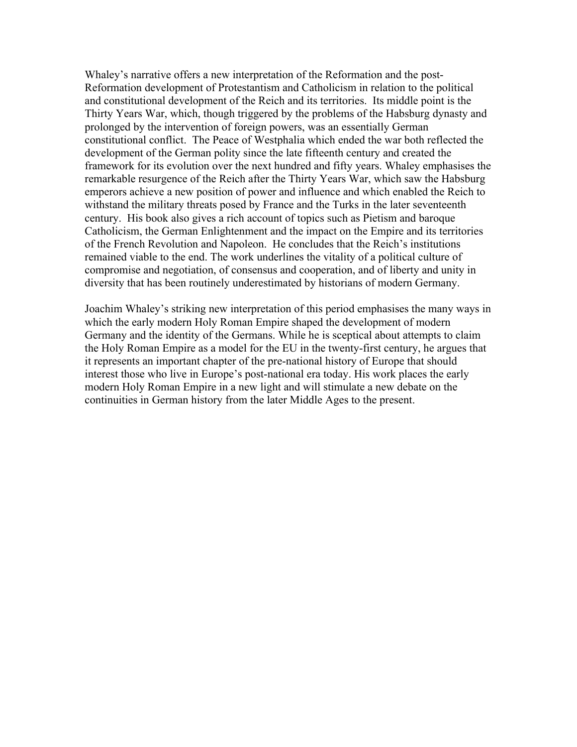Whaley's narrative offers a new interpretation of the Reformation and the post-Reformation development of Protestantism and Catholicism in relation to the political and constitutional development of the Reich and its territories. Its middle point is the Thirty Years War, which, though triggered by the problems of the Habsburg dynasty and prolonged by the intervention of foreign powers, was an essentially German constitutional conflict. The Peace of Westphalia which ended the war both reflected the development of the German polity since the late fifteenth century and created the framework for its evolution over the next hundred and fifty years. Whaley emphasises the remarkable resurgence of the Reich after the Thirty Years War, which saw the Habsburg emperors achieve a new position of power and influence and which enabled the Reich to withstand the military threats posed by France and the Turks in the later seventeenth century. His book also gives a rich account of topics such as Pietism and baroque Catholicism, the German Enlightenment and the impact on the Empire and its territories of the French Revolution and Napoleon. He concludes that the Reich's institutions remained viable to the end. The work underlines the vitality of a political culture of compromise and negotiation, of consensus and cooperation, and of liberty and unity in diversity that has been routinely underestimated by historians of modern Germany.

Joachim Whaley's striking new interpretation of this period emphasises the many ways in which the early modern Holy Roman Empire shaped the development of modern Germany and the identity of the Germans. While he is sceptical about attempts to claim the Holy Roman Empire as a model for the EU in the twenty-first century, he argues that it represents an important chapter of the pre-national history of Europe that should interest those who live in Europe's post-national era today. His work places the early modern Holy Roman Empire in a new light and will stimulate a new debate on the continuities in German history from the later Middle Ages to the present.